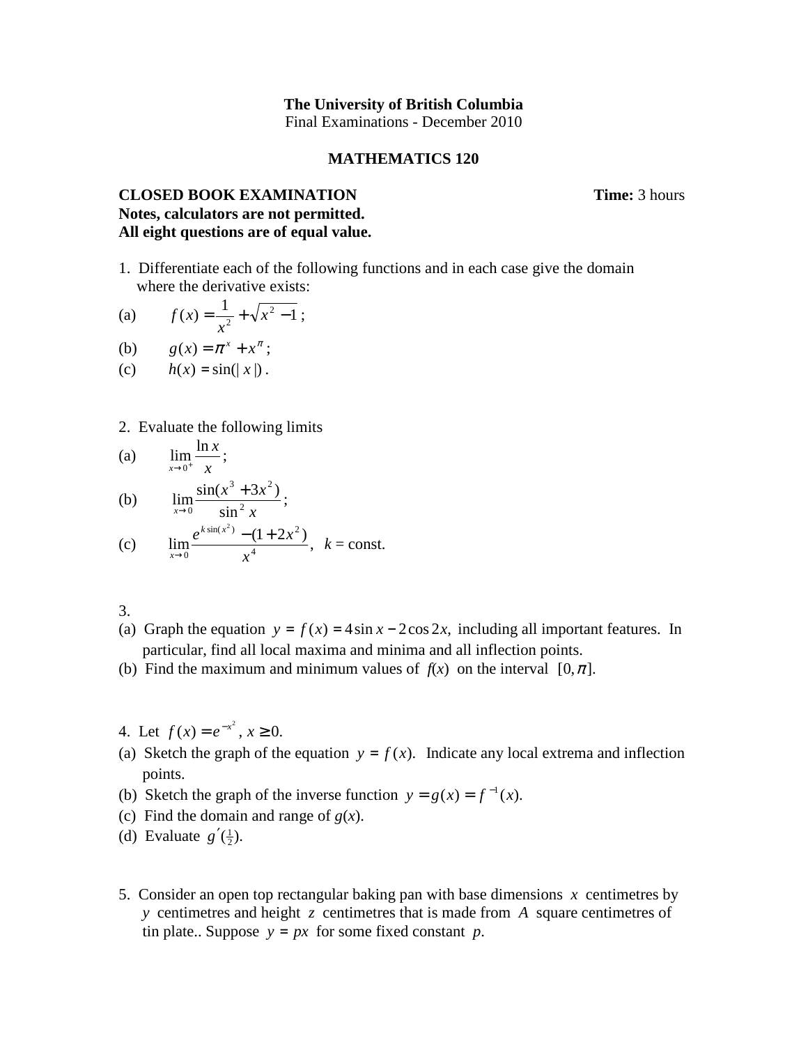**The University of British Columbia**
Final Examinations - December 2010

**MATHEMATICS 120**

**CLOSED BOOK EXAMINATION** **Time:** 3 hours
**Notes, calculators are not permitted.**
**All eight questions are of equal value.**

1. Differentiate each of the following functions and in each case give the domain where the derivative exists:

(a) $f(x) = \dfrac{1}{x^2} + \sqrt{x^2 - 1}$ ;

(b) $g(x) = \pi^x + x^\pi$ ;

(c) $h(x) = \sin(|x|)$ .

2. Evaluate the following limits

(a) $\displaystyle\lim_{x \to 0^+} \frac{\ln x}{x}$ ;

(b) $\displaystyle\lim_{x \to 0} \frac{\sin(x^3 + 3x^2)}{\sin^2 x}$ ;

(c) $\displaystyle\lim_{x \to 0} \frac{e^{k \sin(x^2)} - (1 + 2x^2)}{x^4}$, $k$ = const.

3.

(a) Graph the equation $y = f(x) = 4\sin x - 2\cos 2x$, including all important features. In particular, find all local maxima and minima and all inflection points.

(b) Find the maximum and minimum values of $f(x)$ on the interval $[0, \pi]$.

4. Let $f(x) = e^{-x^2}$, $x \geq 0$.

(a) Sketch the graph of the equation $y = f(x)$. Indicate any local extrema and inflection points.

(b) Sketch the graph of the inverse function $y = g(x) = f^{-1}(x)$.

(c) Find the domain and range of $g(x)$.

(d) Evaluate $g'(\frac{1}{2})$.

5. Consider an open top rectangular baking pan with base dimensions $x$ centimetres by $y$ centimetres and height $z$ centimetres that is made from $A$ square centimetres of tin plate.. Suppose $y = px$ for some fixed constant $p$.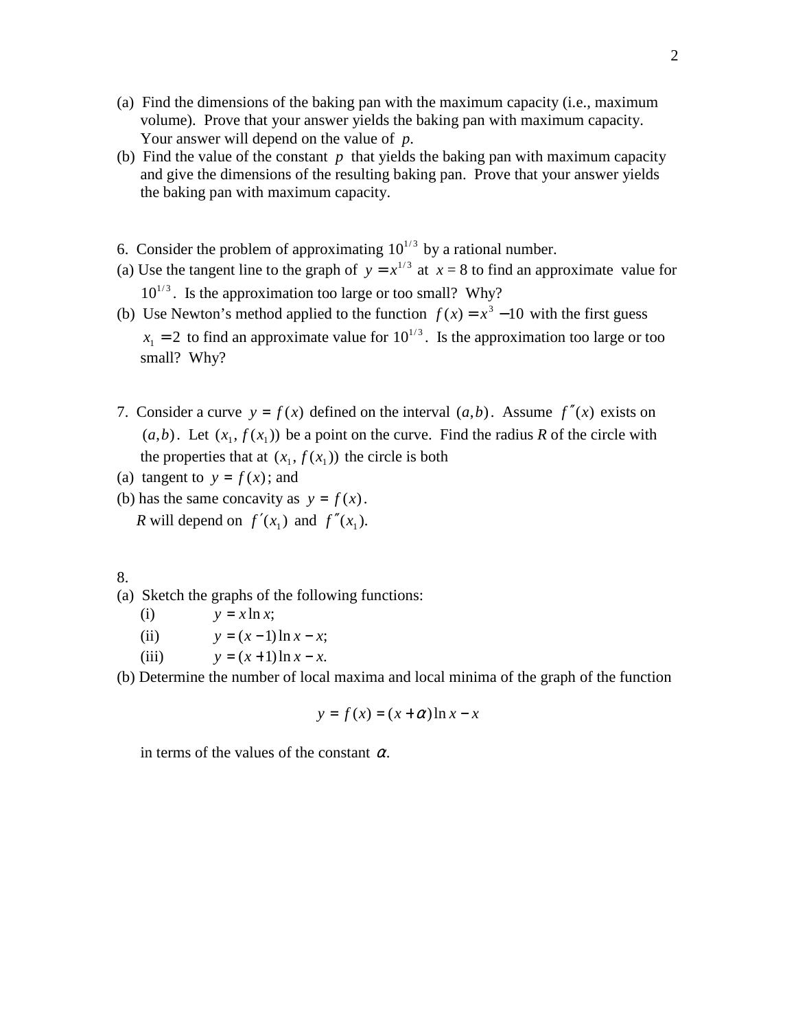(a) Find the dimensions of the baking pan with the maximum capacity (i.e., maximum volume). Prove that your answer yields the baking pan with maximum capacity. Your answer will depend on the value of $p$.

(b) Find the value of the constant $p$ that yields the baking pan with maximum capacity and give the dimensions of the resulting baking pan. Prove that your answer yields the baking pan with maximum capacity.

6. Consider the problem of approximating $10^{1/3}$ by a rational number.

(a) Use the tangent line to the graph of $y = x^{1/3}$ at $x = 8$ to find an approximate value for $10^{1/3}$. Is the approximation too large or too small? Why?

(b) Use Newton's method applied to the function $f(x) = x^3 - 10$ with the first guess $x_1 = 2$ to find an approximate value for $10^{1/3}$. Is the approximation too large or too small? Why?

7. Consider a curve $y = f(x)$ defined on the interval $(a,b)$. Assume $f''(x)$ exists on $(a,b)$. Let $(x_1, f(x_1))$ be a point on the curve. Find the radius $R$ of the circle with the properties that at $(x_1, f(x_1))$ the circle is both

(a) tangent to $y = f(x)$; and

(b) has the same concavity as $y = f(x)$.

$R$ will depend on $f'(x_1)$ and $f''(x_1)$.

8.

(a) Sketch the graphs of the following functions:

(i) $y = x \ln x$;

(ii) $y = (x-1)\ln x - x$;

(iii) $y = (x+1)\ln x - x$.

(b) Determine the number of local maxima and local minima of the graph of the function

$$y = f(x) = (x+\alpha)\ln x - x$$

in terms of the values of the constant $\alpha$.